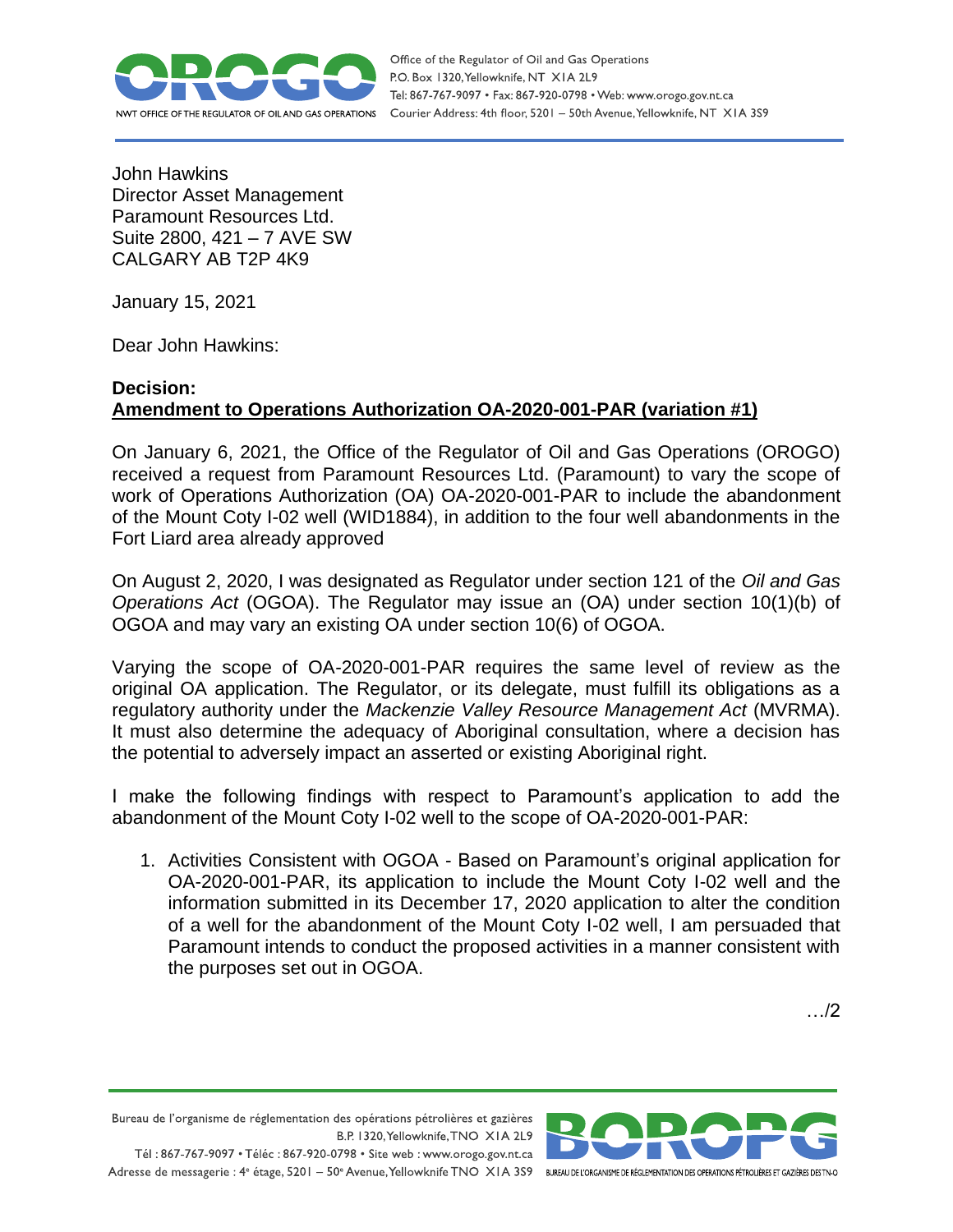John Hawkins
Director Asset Management
Paramount Resources Ltd.
Suite 2800, 421 – 7 AVE SW
CALGARY AB T2P 4K9

January 15, 2021

Dear John Hawkins:

**Decision:**
**Amendment to Operations Authorization OA-2020-001-PAR (variation #1)**

On January 6, 2021, the Office of the Regulator of Oil and Gas Operations (OROGO) received a request from Paramount Resources Ltd. (Paramount) to vary the scope of work of Operations Authorization (OA) OA-2020-001-PAR to include the abandonment of the Mount Coty I-02 well (WID1884), in addition to the four well abandonments in the Fort Liard area already approved

On August 2, 2020, I was designated as Regulator under section 121 of the *Oil and Gas Operations Act* (OGOA). The Regulator may issue an (OA) under section 10(1)(b) of OGOA and may vary an existing OA under section 10(6) of OGOA.

Varying the scope of OA-2020-001-PAR requires the same level of review as the original OA application. The Regulator, or its delegate, must fulfill its obligations as a regulatory authority under the *Mackenzie Valley Resource Management Act* (MVRMA). It must also determine the adequacy of Aboriginal consultation, where a decision has the potential to adversely impact an asserted or existing Aboriginal right.

I make the following findings with respect to Paramount's application to add the abandonment of the Mount Coty I-02 well to the scope of OA-2020-001-PAR:

1. Activities Consistent with OGOA - Based on Paramount's original application for OA-2020-001-PAR, its application to include the Mount Coty I-02 well and the information submitted in its December 17, 2020 application to alter the condition of a well for the abandonment of the Mount Coty I-02 well, I am persuaded that Paramount intends to conduct the proposed activities in a manner consistent with the purposes set out in OGOA.

…/2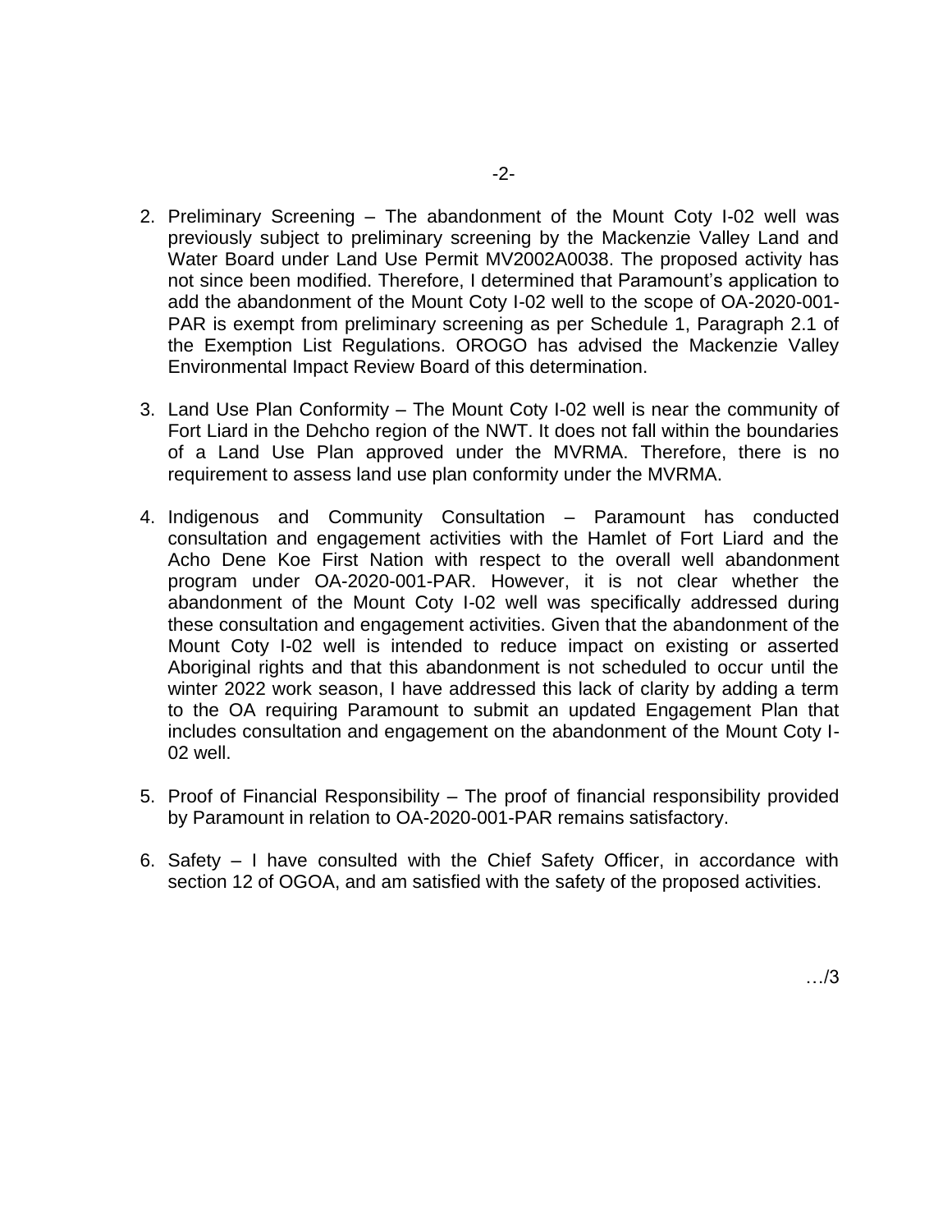2. Preliminary Screening – The abandonment of the Mount Coty I-02 well was previously subject to preliminary screening by the Mackenzie Valley Land and Water Board under Land Use Permit MV2002A0038. The proposed activity has not since been modified. Therefore, I determined that Paramount's application to add the abandonment of the Mount Coty I-02 well to the scope of OA-2020-001-PAR is exempt from preliminary screening as per Schedule 1, Paragraph 2.1 of the Exemption List Regulations. OROGO has advised the Mackenzie Valley Environmental Impact Review Board of this determination.

3. Land Use Plan Conformity – The Mount Coty I-02 well is near the community of Fort Liard in the Dehcho region of the NWT. It does not fall within the boundaries of a Land Use Plan approved under the MVRMA. Therefore, there is no requirement to assess land use plan conformity under the MVRMA.

4. Indigenous and Community Consultation – Paramount has conducted consultation and engagement activities with the Hamlet of Fort Liard and the Acho Dene Koe First Nation with respect to the overall well abandonment program under OA-2020-001-PAR. However, it is not clear whether the abandonment of the Mount Coty I-02 well was specifically addressed during these consultation and engagement activities. Given that the abandonment of the Mount Coty I-02 well is intended to reduce impact on existing or asserted Aboriginal rights and that this abandonment is not scheduled to occur until the winter 2022 work season, I have addressed this lack of clarity by adding a term to the OA requiring Paramount to submit an updated Engagement Plan that includes consultation and engagement on the abandonment of the Mount Coty I-02 well.

5. Proof of Financial Responsibility – The proof of financial responsibility provided by Paramount in relation to OA-2020-001-PAR remains satisfactory.

6. Safety – I have consulted with the Chief Safety Officer, in accordance with section 12 of OGOA, and am satisfied with the safety of the proposed activities.

…/3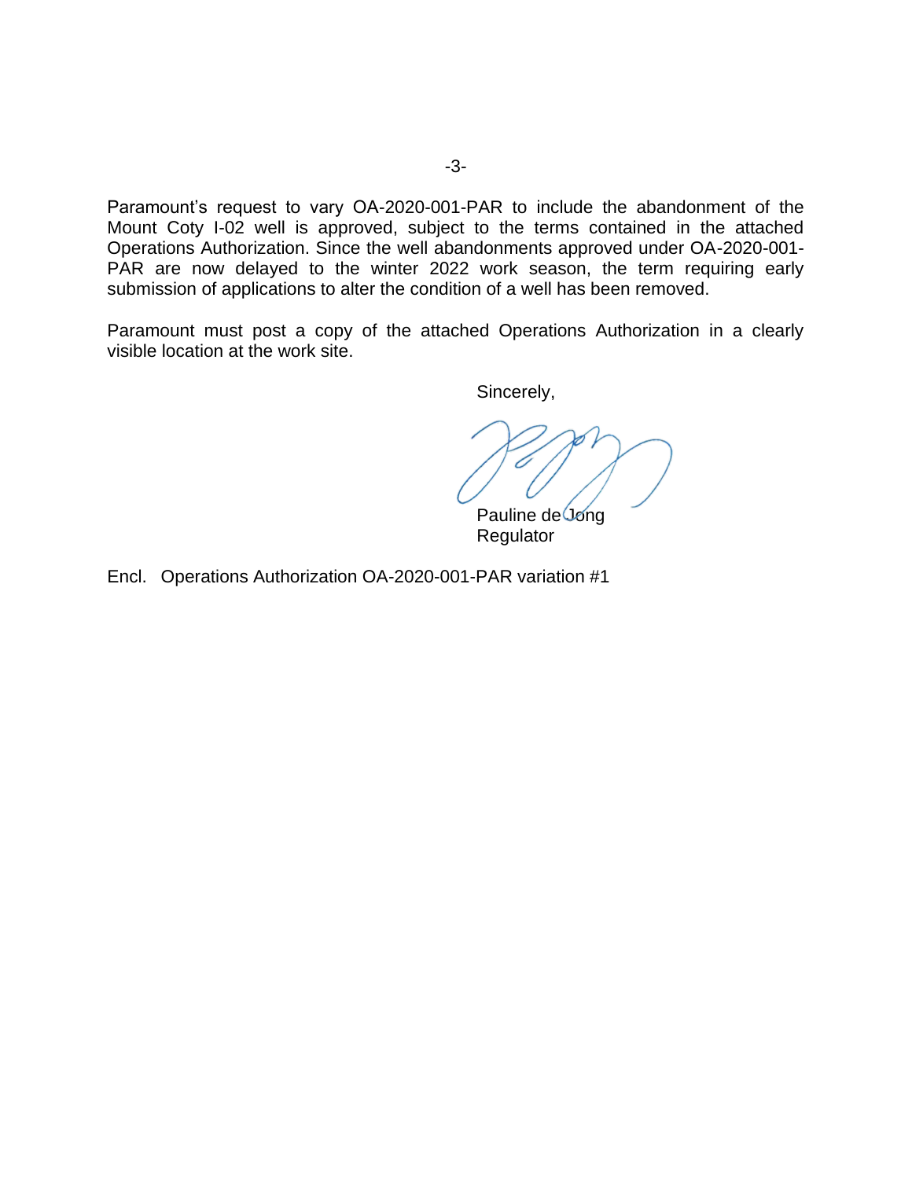Paramount's request to vary OA-2020-001-PAR to include the abandonment of the Mount Coty I-02 well is approved, subject to the terms contained in the attached Operations Authorization. Since the well abandonments approved under OA-2020-001-PAR are now delayed to the winter 2022 work season, the term requiring early submission of applications to alter the condition of a well has been removed.

Paramount must post a copy of the attached Operations Authorization in a clearly visible location at the work site.

Sincerely,

Pauline de Jong
Regulator

Encl. Operations Authorization OA-2020-001-PAR variation #1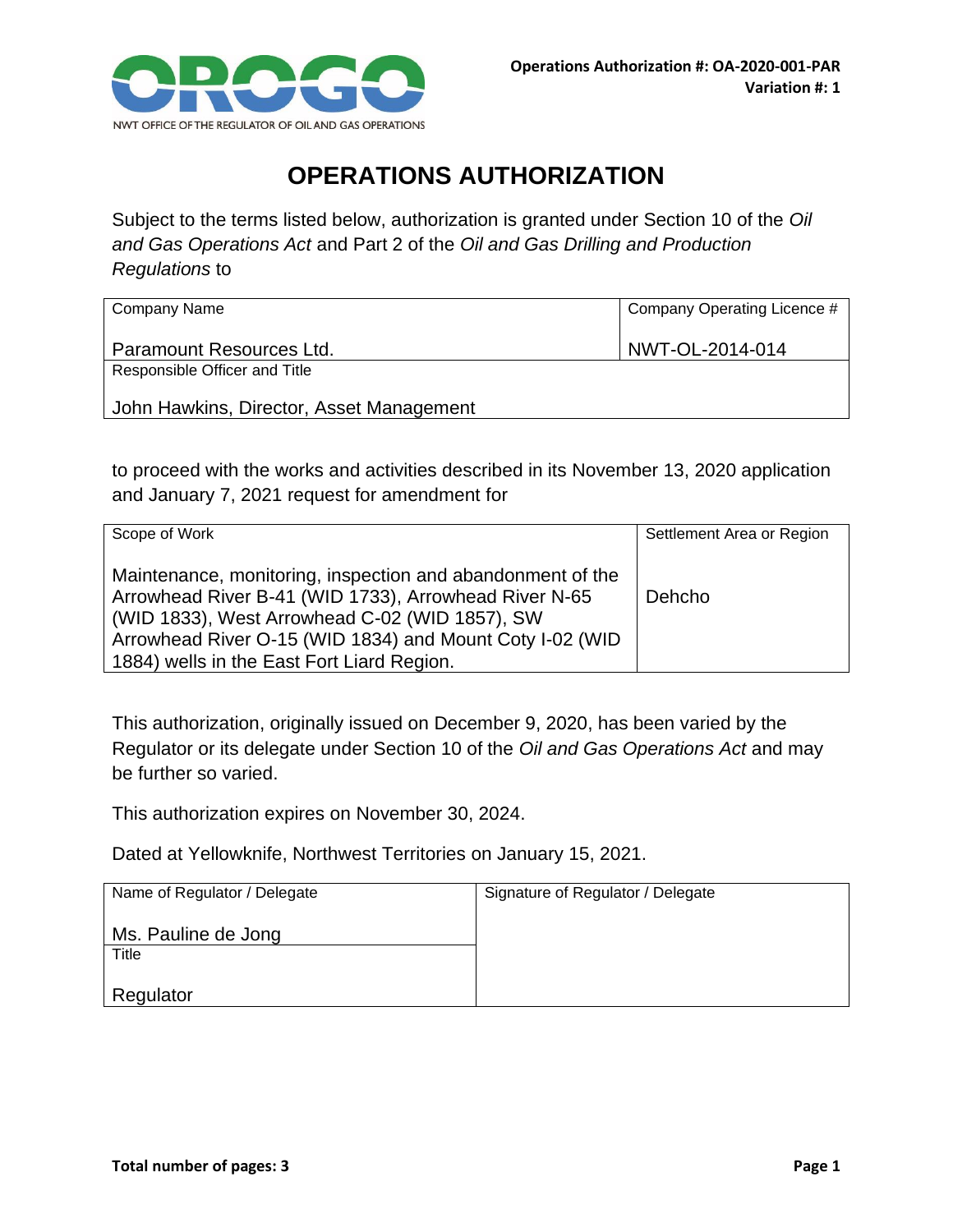**Operations Authorization #: OA-2020-001-PAR**
**Variation #: 1**

NWT OFFICE OF THE REGULATOR OF OIL AND GAS OPERATIONS

# OPERATIONS AUTHORIZATION

Subject to the terms listed below, authorization is granted under Section 10 of the *Oil and Gas Operations Act* and Part 2 of the *Oil and Gas Drilling and Production Regulations* to

| Company Name | Company Operating Licence # |
|---|---|
| Paramount Resources Ltd. | NWT-OL-2014-014 |
| Responsible Officer and Title | |
| John Hawkins, Director, Asset Management | |

to proceed with the works and activities described in its November 13, 2020 application and January 7, 2021 request for amendment for

| Scope of Work | Settlement Area or Region |
|---|---|
| Maintenance, monitoring, inspection and abandonment of the Arrowhead River B-41 (WID 1733), Arrowhead River N-65 (WID 1833), West Arrowhead C-02 (WID 1857), SW Arrowhead River O-15 (WID 1834) and Mount Coty I-02 (WID 1884) wells in the East Fort Liard Region. | Dehcho |

This authorization, originally issued on December 9, 2020, has been varied by the Regulator or its delegate under Section 10 of the *Oil and Gas Operations Act* and may be further so varied.

This authorization expires on November 30, 2024.

Dated at Yellowknife, Northwest Territories on January 15, 2021.

| Name of Regulator / Delegate | Signature of Regulator / Delegate |
|---|---|
| Ms. Pauline de Jong | |
| Title | |
| Regulator | |

**Total number of pages: 3**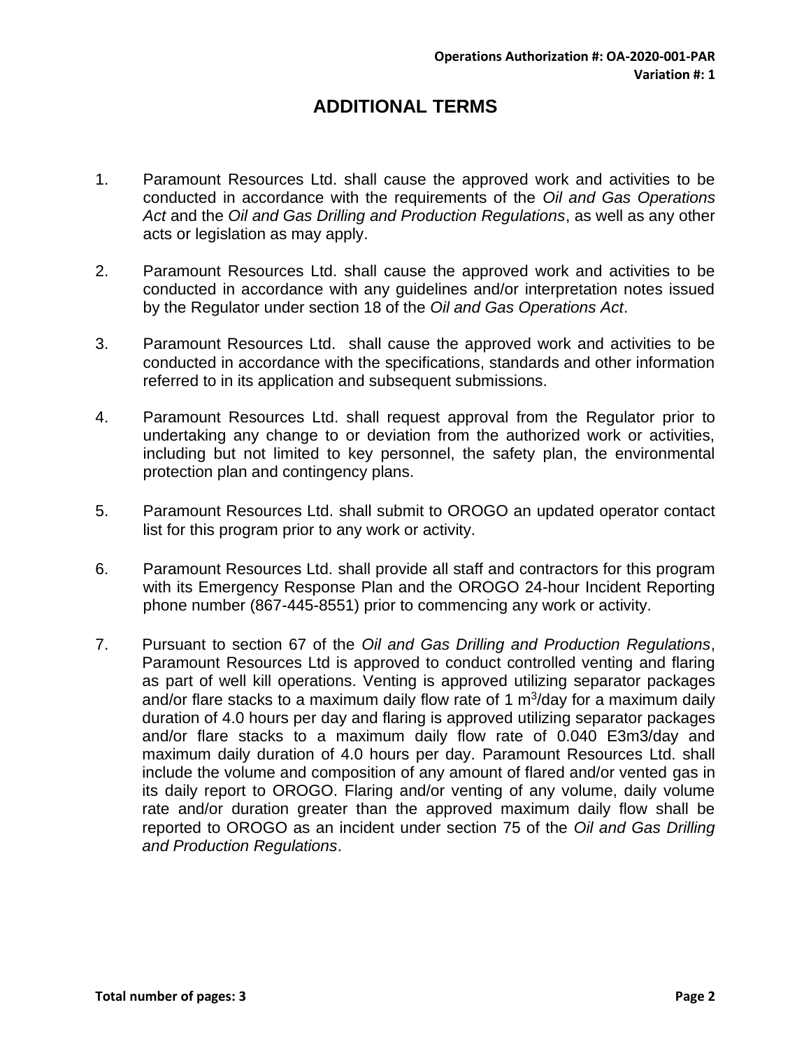**Operations Authorization #: OA-2020-001-PAR**
**Variation #: 1**

# ADDITIONAL TERMS

1. Paramount Resources Ltd. shall cause the approved work and activities to be conducted in accordance with the requirements of the *Oil and Gas Operations Act* and the *Oil and Gas Drilling and Production Regulations*, as well as any other acts or legislation as may apply.

2. Paramount Resources Ltd. shall cause the approved work and activities to be conducted in accordance with any guidelines and/or interpretation notes issued by the Regulator under section 18 of the *Oil and Gas Operations Act*.

3. Paramount Resources Ltd. shall cause the approved work and activities to be conducted in accordance with the specifications, standards and other information referred to in its application and subsequent submissions.

4. Paramount Resources Ltd. shall request approval from the Regulator prior to undertaking any change to or deviation from the authorized work or activities, including but not limited to key personnel, the safety plan, the environmental protection plan and contingency plans.

5. Paramount Resources Ltd. shall submit to OROGO an updated operator contact list for this program prior to any work or activity.

6. Paramount Resources Ltd. shall provide all staff and contractors for this program with its Emergency Response Plan and the OROGO 24-hour Incident Reporting phone number (867-445-8551) prior to commencing any work or activity.

7. Pursuant to section 67 of the *Oil and Gas Drilling and Production Regulations*, Paramount Resources Ltd is approved to conduct controlled venting and flaring as part of well kill operations. Venting is approved utilizing separator packages and/or flare stacks to a maximum daily flow rate of 1 $m^3$/day for a maximum daily duration of 4.0 hours per day and flaring is approved utilizing separator packages and/or flare stacks to a maximum daily flow rate of 0.040 E3m3/day and maximum daily duration of 4.0 hours per day. Paramount Resources Ltd. shall include the volume and composition of any amount of flared and/or vented gas in its daily report to OROGO. Flaring and/or venting of any volume, daily volume rate and/or duration greater than the approved maximum daily flow shall be reported to OROGO as an incident under section 75 of the *Oil and Gas Drilling and Production Regulations*.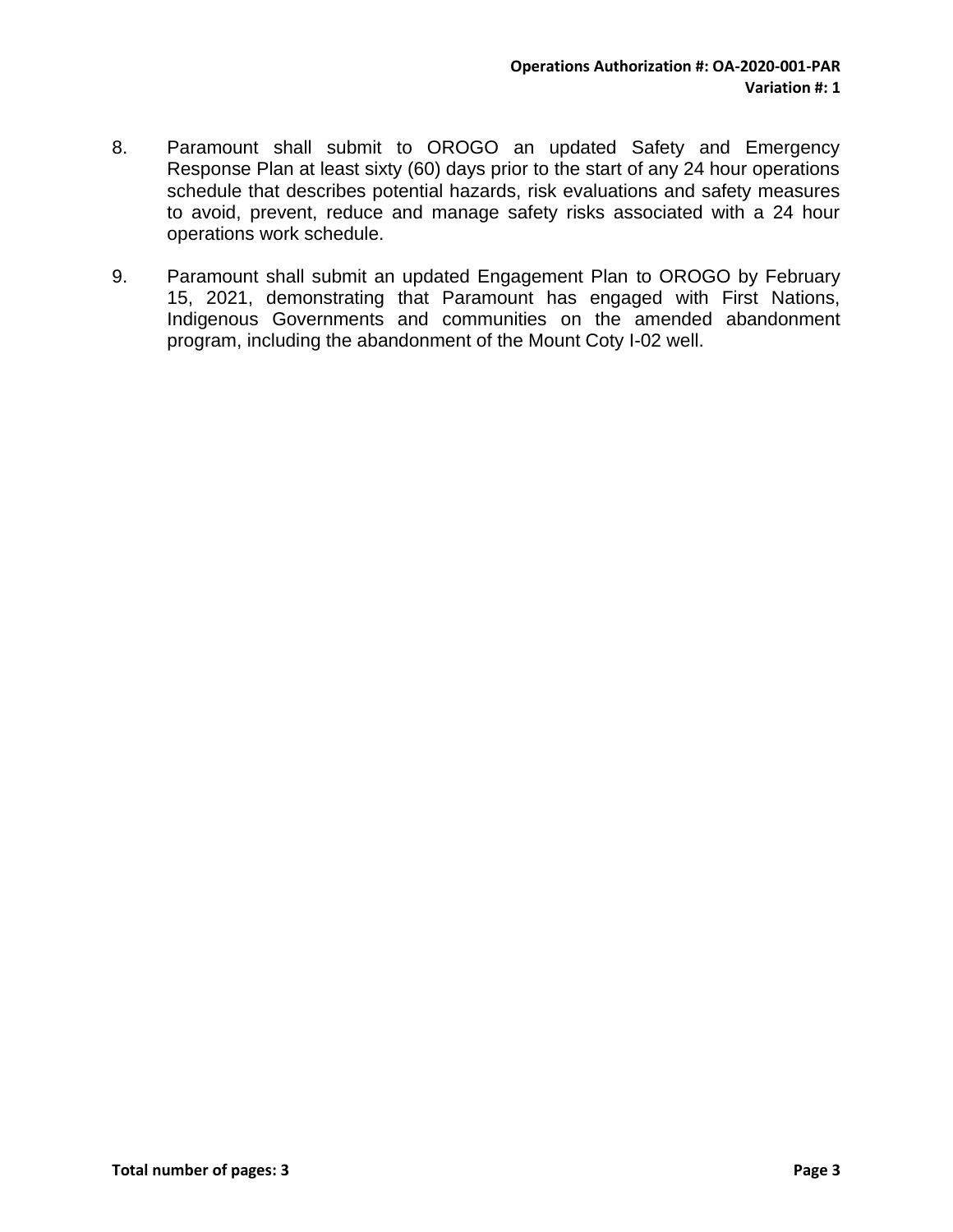8. Paramount shall submit to OROGO an updated Safety and Emergency Response Plan at least sixty (60) days prior to the start of any 24 hour operations schedule that describes potential hazards, risk evaluations and safety measures to avoid, prevent, reduce and manage safety risks associated with a 24 hour operations work schedule.

9. Paramount shall submit an updated Engagement Plan to OROGO by February 15, 2021, demonstrating that Paramount has engaged with First Nations, Indigenous Governments and communities on the amended abandonment program, including the abandonment of the Mount Coty I-02 well.